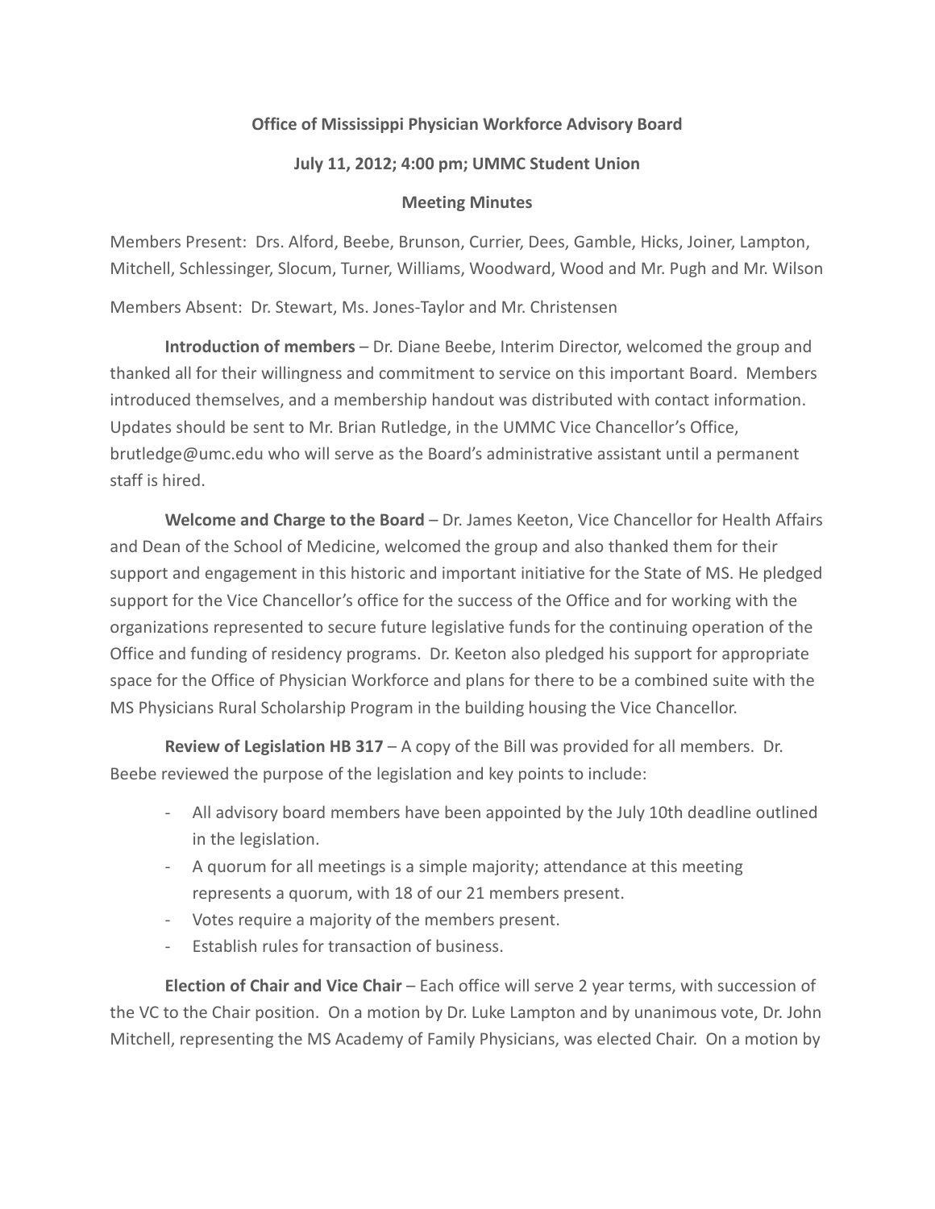**Office of Mississippi Physician Workforce Advisory Board**

**July 11, 2012; 4:00 pm; UMMC Student Union**

**Meeting Minutes**

Members Present: Drs. Alford, Beebe, Brunson, Currier, Dees, Gamble, Hicks, Joiner, Lampton, Mitchell, Schlessinger, Slocum, Turner, Williams, Woodward, Wood and Mr. Pugh and Mr. Wilson

Members Absent: Dr. Stewart, Ms. Jones-Taylor and Mr. Christensen

**Introduction of members** – Dr. Diane Beebe, Interim Director, welcomed the group and thanked all for their willingness and commitment to service on this important Board. Members introduced themselves, and a membership handout was distributed with contact information. Updates should be sent to Mr. Brian Rutledge, in the UMMC Vice Chancellor's Office, brutledge@umc.edu who will serve as the Board's administrative assistant until a permanent staff is hired.

**Welcome and Charge to the Board** – Dr. James Keeton, Vice Chancellor for Health Affairs and Dean of the School of Medicine, welcomed the group and also thanked them for their support and engagement in this historic and important initiative for the State of MS. He pledged support for the Vice Chancellor's office for the success of the Office and for working with the organizations represented to secure future legislative funds for the continuing operation of the Office and funding of residency programs. Dr. Keeton also pledged his support for appropriate space for the Office of Physician Workforce and plans for there to be a combined suite with the MS Physicians Rural Scholarship Program in the building housing the Vice Chancellor.

**Review of Legislation HB 317** – A copy of the Bill was provided for all members. Dr. Beebe reviewed the purpose of the legislation and key points to include:

- All advisory board members have been appointed by the July 10th deadline outlined in the legislation.
- A quorum for all meetings is a simple majority; attendance at this meeting represents a quorum, with 18 of our 21 members present.
- Votes require a majority of the members present.
- Establish rules for transaction of business.

**Election of Chair and Vice Chair** – Each office will serve 2 year terms, with succession of the VC to the Chair position. On a motion by Dr. Luke Lampton and by unanimous vote, Dr. John Mitchell, representing the MS Academy of Family Physicians, was elected Chair. On a motion by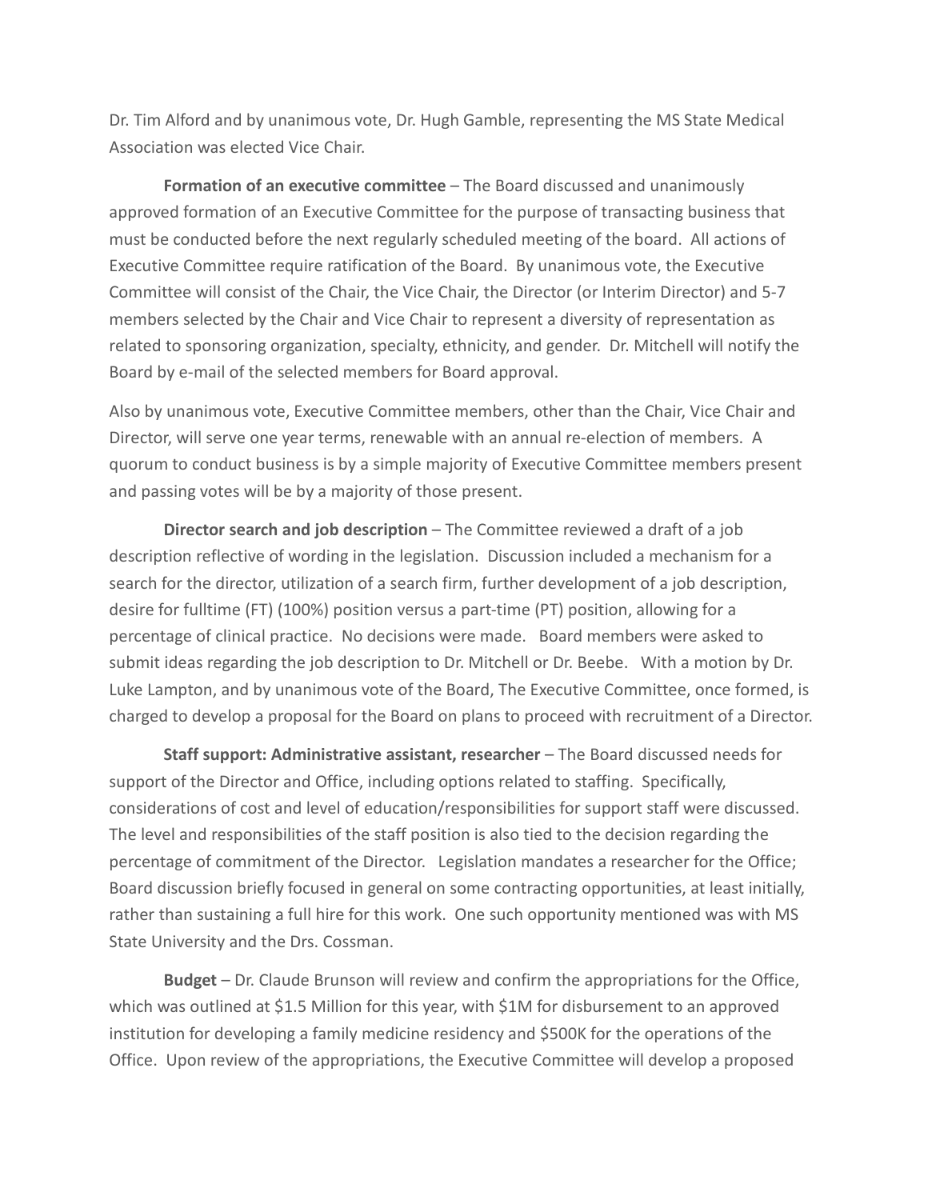Dr. Tim Alford and by unanimous vote, Dr. Hugh Gamble, representing the MS State Medical Association was elected Vice Chair.

**Formation of an executive committee** – The Board discussed and unanimously approved formation of an Executive Committee for the purpose of transacting business that must be conducted before the next regularly scheduled meeting of the board. All actions of Executive Committee require ratification of the Board. By unanimous vote, the Executive Committee will consist of the Chair, the Vice Chair, the Director (or Interim Director) and 5-7 members selected by the Chair and Vice Chair to represent a diversity of representation as related to sponsoring organization, specialty, ethnicity, and gender. Dr. Mitchell will notify the Board by e-mail of the selected members for Board approval.

Also by unanimous vote, Executive Committee members, other than the Chair, Vice Chair and Director, will serve one year terms, renewable with an annual re-election of members. A quorum to conduct business is by a simple majority of Executive Committee members present and passing votes will be by a majority of those present.

**Director search and job description** – The Committee reviewed a draft of a job description reflective of wording in the legislation. Discussion included a mechanism for a search for the director, utilization of a search firm, further development of a job description, desire for fulltime (FT) (100%) position versus a part-time (PT) position, allowing for a percentage of clinical practice. No decisions were made. Board members were asked to submit ideas regarding the job description to Dr. Mitchell or Dr. Beebe. With a motion by Dr. Luke Lampton, and by unanimous vote of the Board, The Executive Committee, once formed, is charged to develop a proposal for the Board on plans to proceed with recruitment of a Director.

**Staff support: Administrative assistant, researcher** – The Board discussed needs for support of the Director and Office, including options related to staffing. Specifically, considerations of cost and level of education/responsibilities for support staff were discussed. The level and responsibilities of the staff position is also tied to the decision regarding the percentage of commitment of the Director. Legislation mandates a researcher for the Office; Board discussion briefly focused in general on some contracting opportunities, at least initially, rather than sustaining a full hire for this work. One such opportunity mentioned was with MS State University and the Drs. Cossman.

**Budget** – Dr. Claude Brunson will review and confirm the appropriations for the Office, which was outlined at $1.5 Million for this year, with $1M for disbursement to an approved institution for developing a family medicine residency and $500K for the operations of the Office. Upon review of the appropriations, the Executive Committee will develop a proposed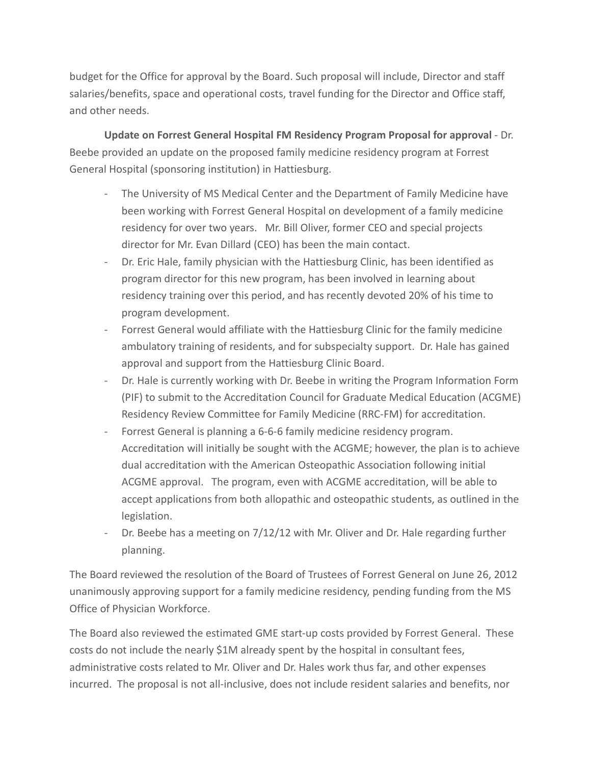budget for the Office for approval by the Board. Such proposal will include, Director and staff salaries/benefits, space and operational costs, travel funding for the Director and Office staff, and other needs.

**Update on Forrest General Hospital FM Residency Program Proposal for approval** - Dr. Beebe provided an update on the proposed family medicine residency program at Forrest General Hospital (sponsoring institution) in Hattiesburg.

- The University of MS Medical Center and the Department of Family Medicine have been working with Forrest General Hospital on development of a family medicine residency for over two years. Mr. Bill Oliver, former CEO and special projects director for Mr. Evan Dillard (CEO) has been the main contact.
- Dr. Eric Hale, family physician with the Hattiesburg Clinic, has been identified as program director for this new program, has been involved in learning about residency training over this period, and has recently devoted 20% of his time to program development.
- Forrest General would affiliate with the Hattiesburg Clinic for the family medicine ambulatory training of residents, and for subspecialty support. Dr. Hale has gained approval and support from the Hattiesburg Clinic Board.
- Dr. Hale is currently working with Dr. Beebe in writing the Program Information Form (PIF) to submit to the Accreditation Council for Graduate Medical Education (ACGME) Residency Review Committee for Family Medicine (RRC-FM) for accreditation.
- Forrest General is planning a 6-6-6 family medicine residency program. Accreditation will initially be sought with the ACGME; however, the plan is to achieve dual accreditation with the American Osteopathic Association following initial ACGME approval. The program, even with ACGME accreditation, will be able to accept applications from both allopathic and osteopathic students, as outlined in the legislation.
- Dr. Beebe has a meeting on 7/12/12 with Mr. Oliver and Dr. Hale regarding further planning.

The Board reviewed the resolution of the Board of Trustees of Forrest General on June 26, 2012 unanimously approving support for a family medicine residency, pending funding from the MS Office of Physician Workforce.

The Board also reviewed the estimated GME start-up costs provided by Forrest General. These costs do not include the nearly $1M already spent by the hospital in consultant fees, administrative costs related to Mr. Oliver and Dr. Hales work thus far, and other expenses incurred. The proposal is not all-inclusive, does not include resident salaries and benefits, nor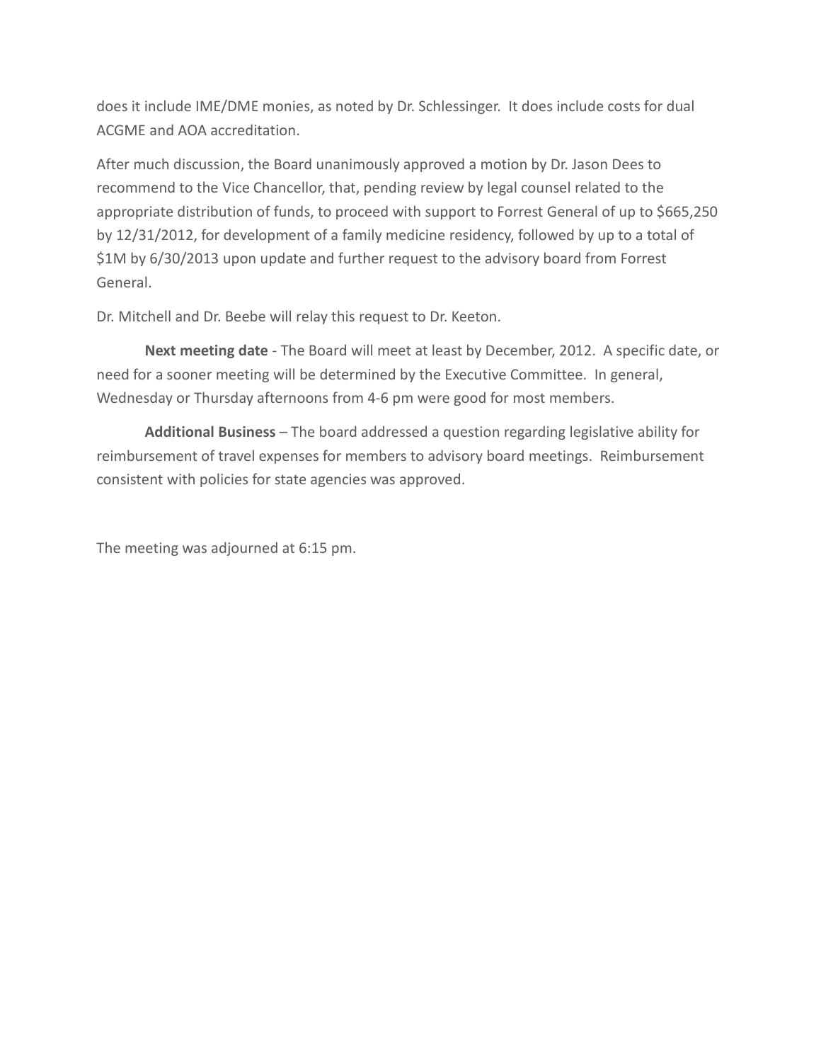does it include IME/DME monies, as noted by Dr. Schlessinger. It does include costs for dual ACGME and AOA accreditation.

After much discussion, the Board unanimously approved a motion by Dr. Jason Dees to recommend to the Vice Chancellor, that, pending review by legal counsel related to the appropriate distribution of funds, to proceed with support to Forrest General of up to $665,250 by 12/31/2012, for development of a family medicine residency, followed by up to a total of $1M by 6/30/2013 upon update and further request to the advisory board from Forrest General.

Dr. Mitchell and Dr. Beebe will relay this request to Dr. Keeton.

**Next meeting date** - The Board will meet at least by December, 2012. A specific date, or need for a sooner meeting will be determined by the Executive Committee. In general, Wednesday or Thursday afternoons from 4-6 pm were good for most members.

**Additional Business** – The board addressed a question regarding legislative ability for reimbursement of travel expenses for members to advisory board meetings. Reimbursement consistent with policies for state agencies was approved.

The meeting was adjourned at 6:15 pm.